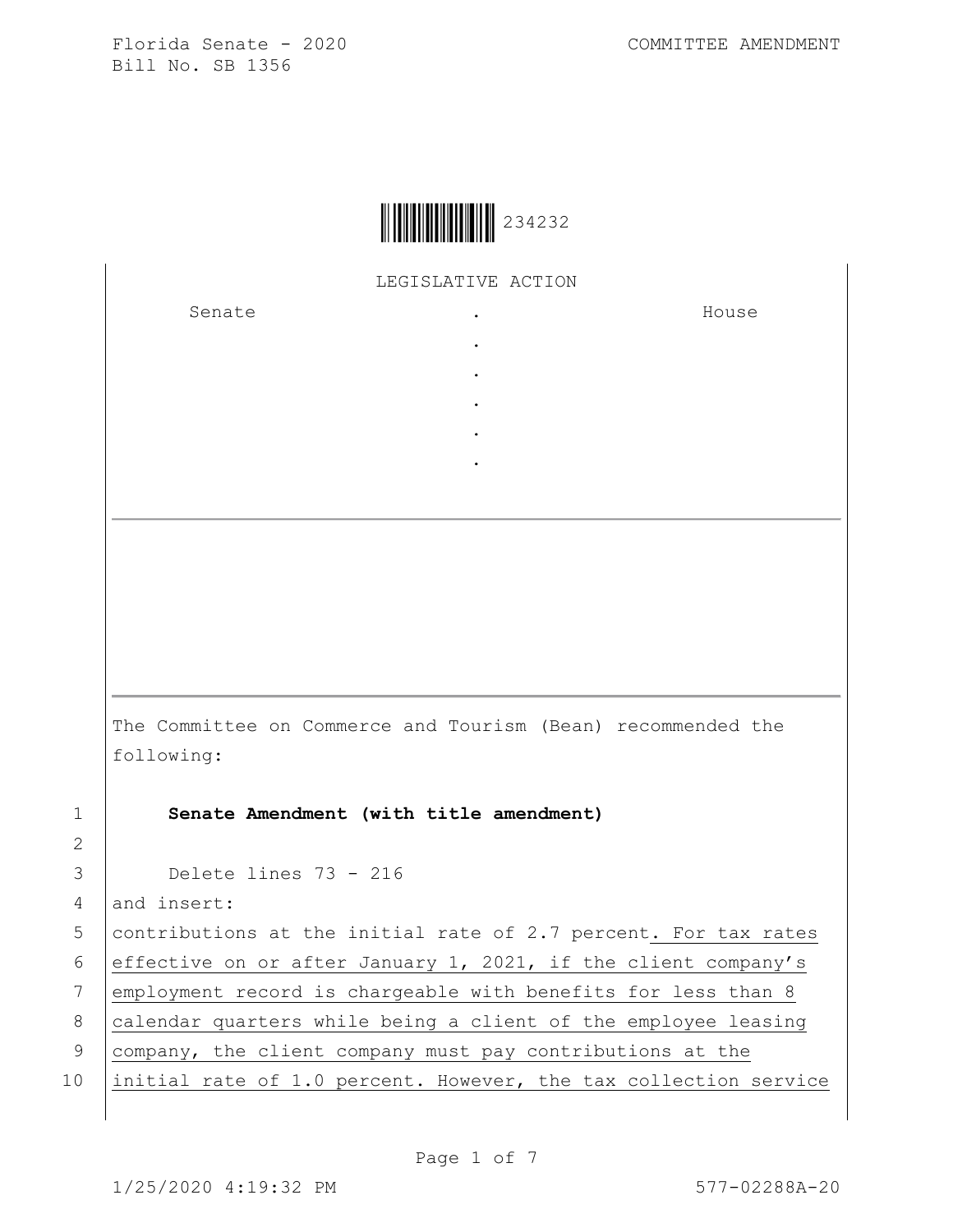Florida Senate - 2020
Bill No. SB 1356

COMMITTEE AMENDMENT

234232

LEGISLATIVE ACTION

| Senate | . | House |
|---|---|---|
| | . | |
| | . | |
| | . | |
| | . | |
| | . | |

The Committee on Commerce and Tourism (Bean) recommended the following:

1 **Senate Amendment (with title amendment)**

2

3 Delete lines 73 - 216

4 and insert:

5 contributions at the initial rate of 2.7 percent. For tax rates

6 effective on or after January 1, 2021, if the client company's

7 employment record is chargeable with benefits for less than 8

8 calendar quarters while being a client of the employee leasing

9 company, the client company must pay contributions at the

10 initial rate of 1.0 percent. However, the tax collection service

1/25/2020 4:19:32 PM 577-02288A-20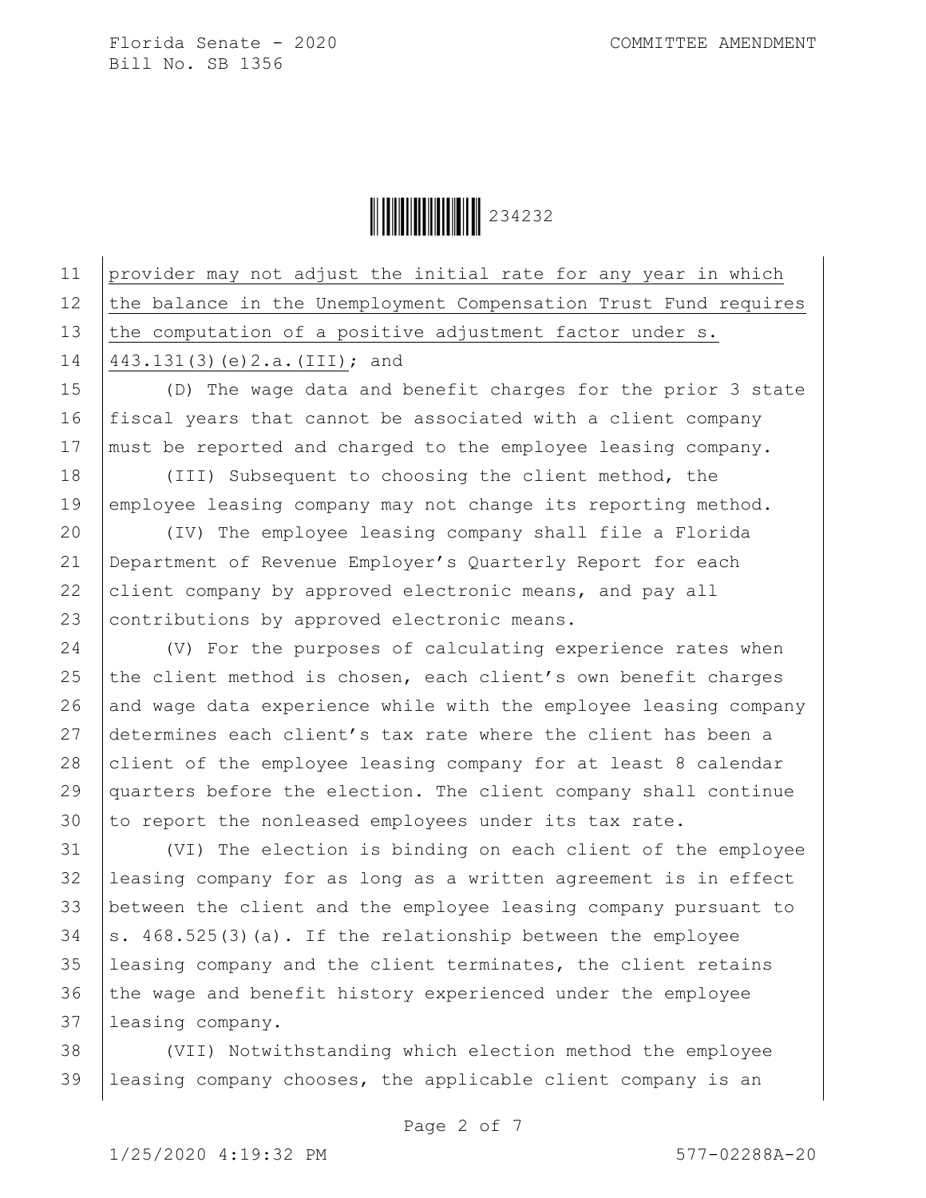provider may not adjust the initial rate for any year in which the balance in the Unemployment Compensation Trust Fund requires the computation of a positive adjustment factor under s. 443.131(3)(e)2.a.(III); and

(D) The wage data and benefit charges for the prior 3 state fiscal years that cannot be associated with a client company must be reported and charged to the employee leasing company.

(III) Subsequent to choosing the client method, the employee leasing company may not change its reporting method.

(IV) The employee leasing company shall file a Florida Department of Revenue Employer's Quarterly Report for each client company by approved electronic means, and pay all contributions by approved electronic means.

(V) For the purposes of calculating experience rates when the client method is chosen, each client's own benefit charges and wage data experience while with the employee leasing company determines each client's tax rate where the client has been a client of the employee leasing company for at least 8 calendar quarters before the election. The client company shall continue to report the nonleased employees under its tax rate.

(VI) The election is binding on each client of the employee leasing company for as long as a written agreement is in effect between the client and the employee leasing company pursuant to s. 468.525(3)(a). If the relationship between the employee leasing company and the client terminates, the client retains the wage and benefit history experienced under the employee leasing company.

(VII) Notwithstanding which election method the employee leasing company chooses, the applicable client company is an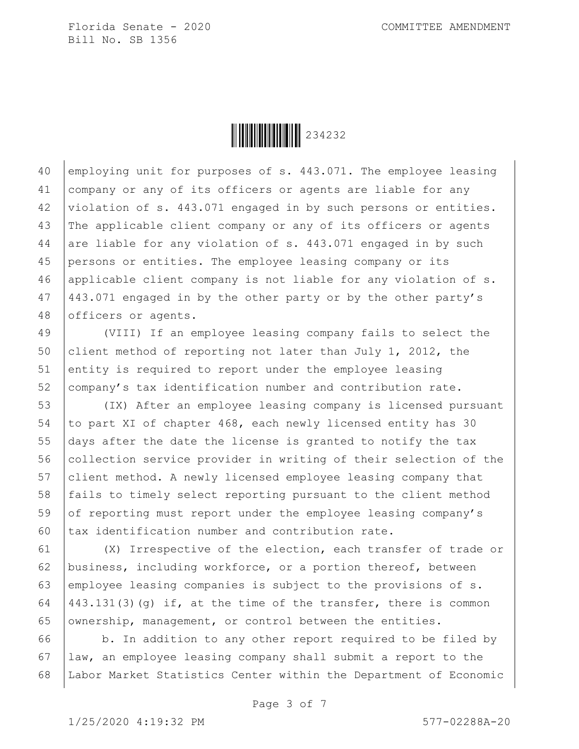employing unit for purposes of s. 443.071. The employee leasing company or any of its officers or agents are liable for any violation of s. 443.071 engaged in by such persons or entities. The applicable client company or any of its officers or agents are liable for any violation of s. 443.071 engaged in by such persons or entities. The employee leasing company or its applicable client company is not liable for any violation of s. 443.071 engaged in by the other party or by the other party's officers or agents.

(VIII) If an employee leasing company fails to select the client method of reporting not later than July 1, 2012, the entity is required to report under the employee leasing company's tax identification number and contribution rate.

(IX) After an employee leasing company is licensed pursuant to part XI of chapter 468, each newly licensed entity has 30 days after the date the license is granted to notify the tax collection service provider in writing of their selection of the client method. A newly licensed employee leasing company that fails to timely select reporting pursuant to the client method of reporting must report under the employee leasing company's tax identification number and contribution rate.

(X) Irrespective of the election, each transfer of trade or business, including workforce, or a portion thereof, between employee leasing companies is subject to the provisions of s. 443.131(3)(g) if, at the time of the transfer, there is common ownership, management, or control between the entities.

b. In addition to any other report required to be filed by law, an employee leasing company shall submit a report to the Labor Market Statistics Center within the Department of Economic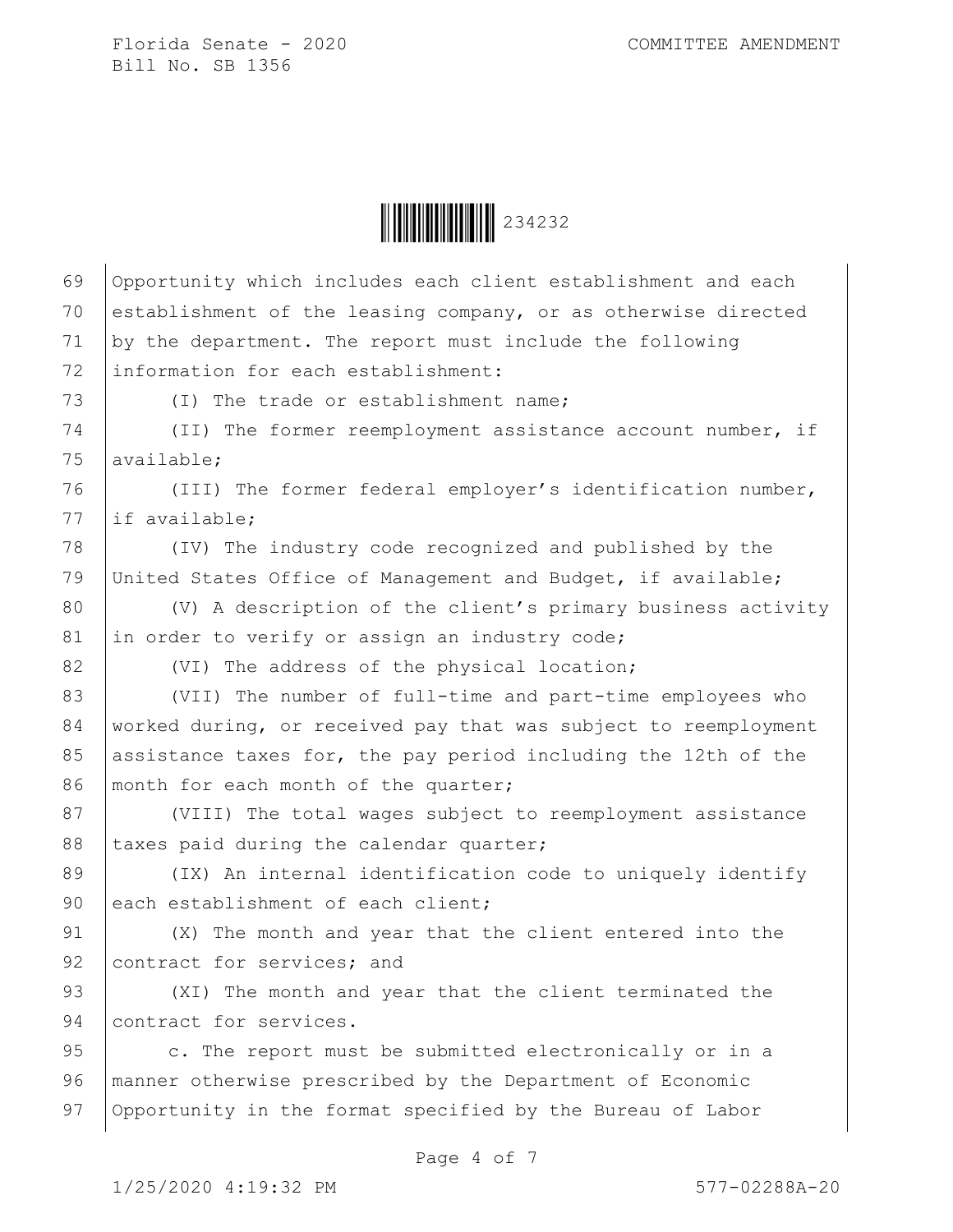Opportunity which includes each client establishment and each establishment of the leasing company, or as otherwise directed by the department. The report must include the following information for each establishment:

(I) The trade or establishment name;

(II) The former reemployment assistance account number, if available;

(III) The former federal employer's identification number, if available;

(IV) The industry code recognized and published by the United States Office of Management and Budget, if available;

(V) A description of the client's primary business activity in order to verify or assign an industry code;

(VI) The address of the physical location;

(VII) The number of full-time and part-time employees who worked during, or received pay that was subject to reemployment assistance taxes for, the pay period including the 12th of the month for each month of the quarter;

(VIII) The total wages subject to reemployment assistance taxes paid during the calendar quarter;

(IX) An internal identification code to uniquely identify each establishment of each client;

(X) The month and year that the client entered into the contract for services; and

(XI) The month and year that the client terminated the contract for services.

c. The report must be submitted electronically or in a manner otherwise prescribed by the Department of Economic Opportunity in the format specified by the Bureau of Labor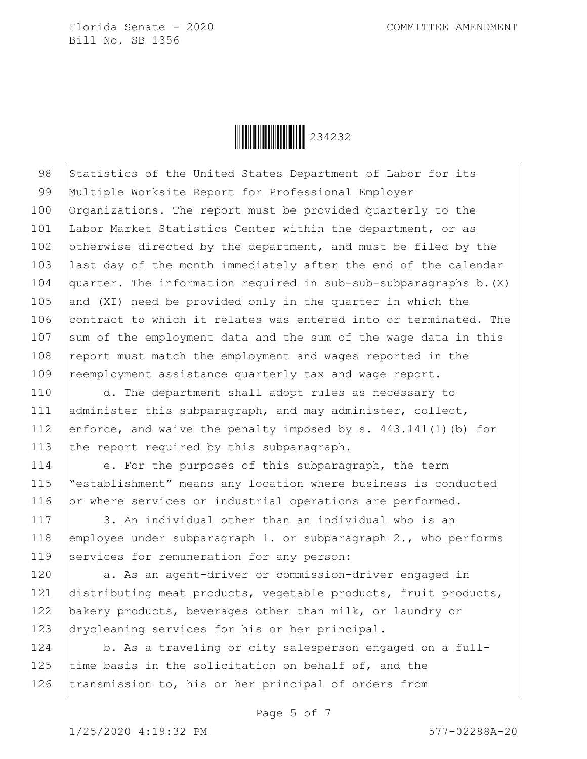Statistics of the United States Department of Labor for its Multiple Worksite Report for Professional Employer Organizations. The report must be provided quarterly to the Labor Market Statistics Center within the department, or as otherwise directed by the department, and must be filed by the last day of the month immediately after the end of the calendar quarter. The information required in sub-sub-subparagraphs b.(X) and (XI) need be provided only in the quarter in which the contract to which it relates was entered into or terminated. The sum of the employment data and the sum of the wage data in this report must match the employment and wages reported in the reemployment assistance quarterly tax and wage report.

d. The department shall adopt rules as necessary to administer this subparagraph, and may administer, collect, enforce, and waive the penalty imposed by s. 443.141(1)(b) for the report required by this subparagraph.

e. For the purposes of this subparagraph, the term "establishment" means any location where business is conducted or where services or industrial operations are performed.

3. An individual other than an individual who is an employee under subparagraph 1. or subparagraph 2., who performs services for remuneration for any person:

a. As an agent-driver or commission-driver engaged in distributing meat products, vegetable products, fruit products, bakery products, beverages other than milk, or laundry or drycleaning services for his or her principal.

b. As a traveling or city salesperson engaged on a full-time basis in the solicitation on behalf of, and the transmission to, his or her principal of orders from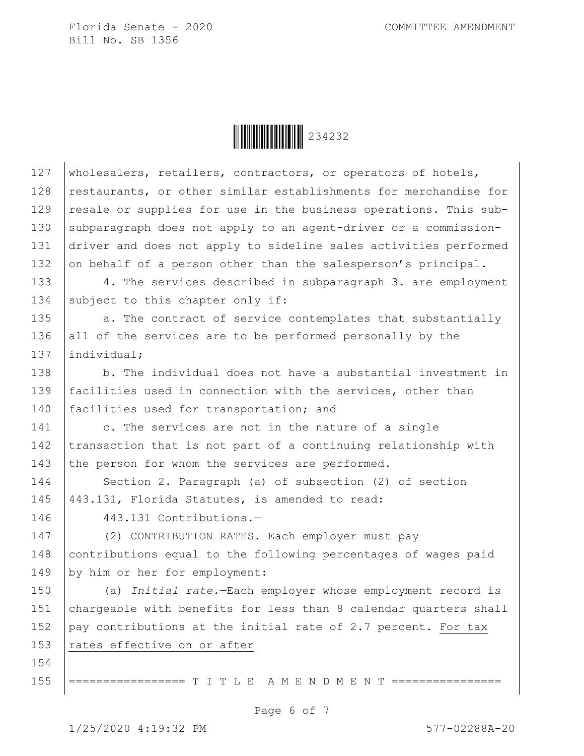wholesalers, retailers, contractors, or operators of hotels, restaurants, or other similar establishments for merchandise for resale or supplies for use in the business operations. This sub-subparagraph does not apply to an agent-driver or a commission-driver and does not apply to sideline sales activities performed on behalf of a person other than the salesperson's principal.

4. The services described in subparagraph 3. are employment subject to this chapter only if:

a. The contract of service contemplates that substantially all of the services are to be performed personally by the individual;

b. The individual does not have a substantial investment in facilities used in connection with the services, other than facilities used for transportation; and

c. The services are not in the nature of a single transaction that is not part of a continuing relationship with the person for whom the services are performed.

Section 2. Paragraph (a) of subsection (2) of section 443.131, Florida Statutes, is amended to read:

443.131 Contributions.—

(2) CONTRIBUTION RATES.—Each employer must pay contributions equal to the following percentages of wages paid by him or her for employment:

(a) *Initial rate.*—Each employer whose employment record is chargeable with benefits for less than 8 calendar quarters shall pay contributions at the initial rate of 2.7 percent. <u>For tax rates effective on or after</u>

================= T I T L E A M E N D M E N T ================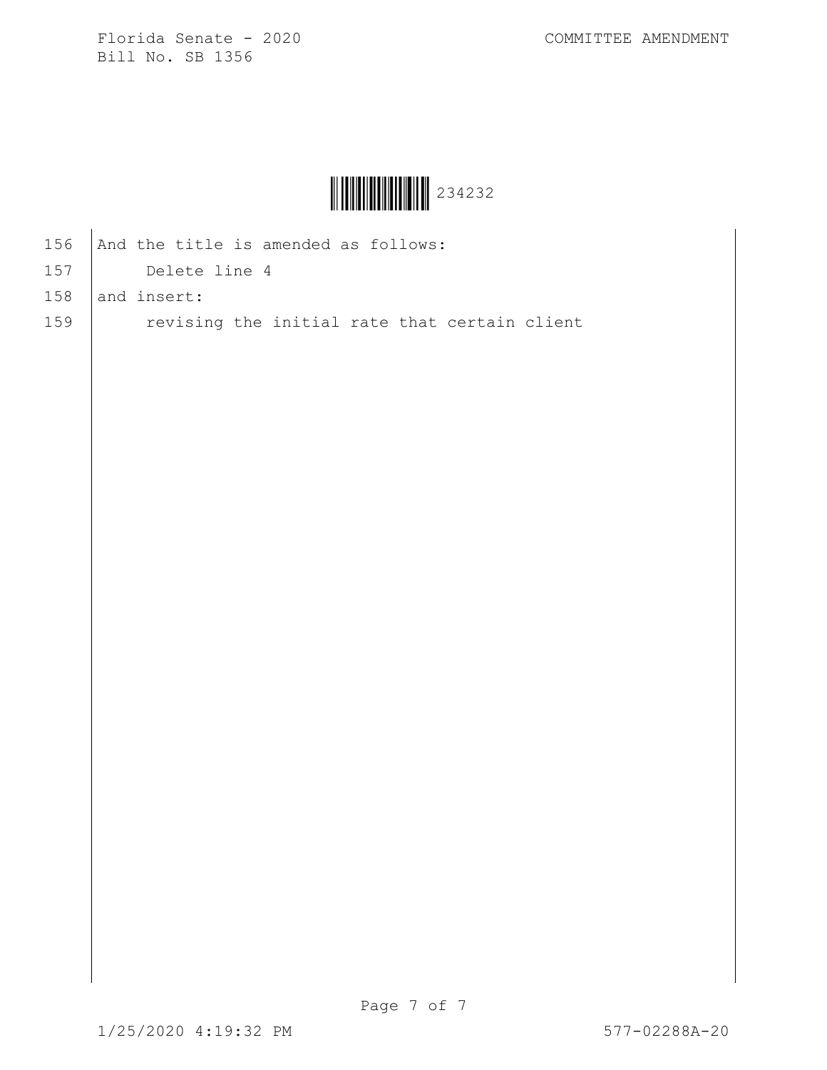156 And the title is amended as follows:

157 Delete line 4

158 and insert:

159 revising the initial rate that certain client